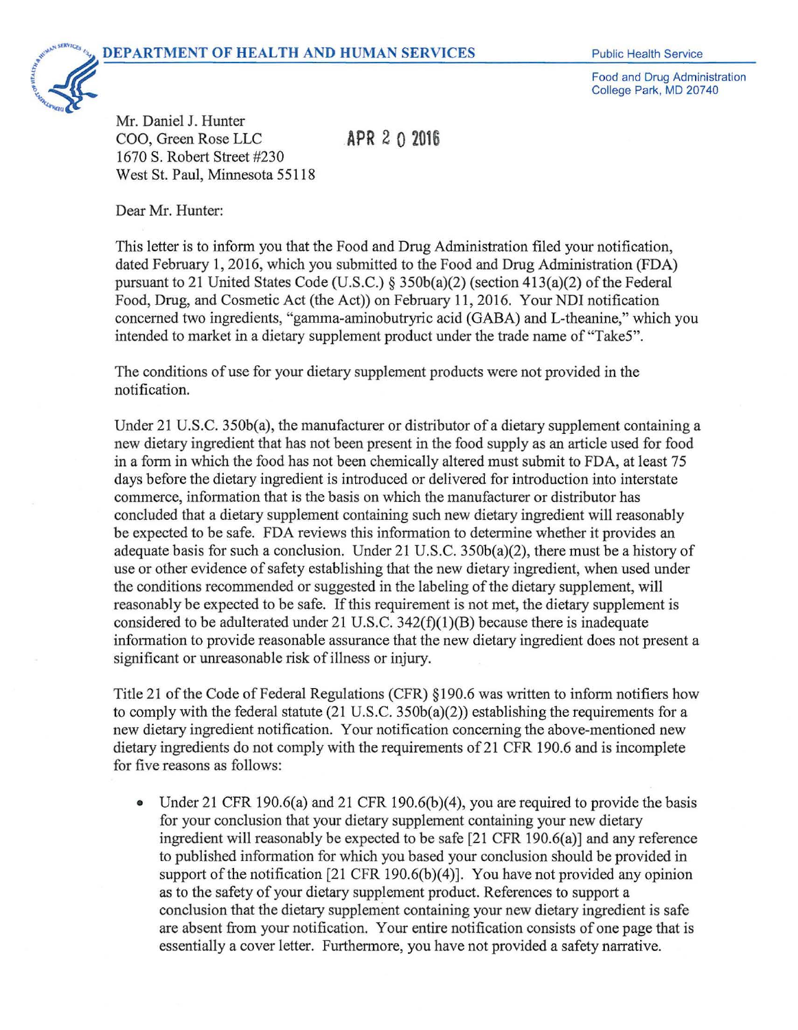**DEPARTMENT OF HEALTH AND HUMAN SERVICES**

Public Health Service

Food and Drug Administration
College Park, MD 20740

Mr. Daniel J. Hunter
COO, Green Rose LLC
1670 S. Robert Street #230
West St. Paul, Minnesota 55118

APR 20 2016

Dear Mr. Hunter:

This letter is to inform you that the Food and Drug Administration filed your notification, dated February 1, 2016, which you submitted to the Food and Drug Administration (FDA) pursuant to 21 United States Code (U.S.C.) § 350b(a)(2) (section 413(a)(2) of the Federal Food, Drug, and Cosmetic Act (the Act)) on February 11, 2016. Your NDI notification concerned two ingredients, "gamma-aminobutyric acid (GABA) and L-theanine," which you intended to market in a dietary supplement product under the trade name of "Take5".

The conditions of use for your dietary supplement products were not provided in the notification.

Under 21 U.S.C. 350b(a), the manufacturer or distributor of a dietary supplement containing a new dietary ingredient that has not been present in the food supply as an article used for food in a form in which the food has not been chemically altered must submit to FDA, at least 75 days before the dietary ingredient is introduced or delivered for introduction into interstate commerce, information that is the basis on which the manufacturer or distributor has concluded that a dietary supplement containing such new dietary ingredient will reasonably be expected to be safe. FDA reviews this information to determine whether it provides an adequate basis for such a conclusion. Under 21 U.S.C. 350b(a)(2), there must be a history of use or other evidence of safety establishing that the new dietary ingredient, when used under the conditions recommended or suggested in the labeling of the dietary supplement, will reasonably be expected to be safe. If this requirement is not met, the dietary supplement is considered to be adulterated under 21 U.S.C. 342(f)(1)(B) because there is inadequate information to provide reasonable assurance that the new dietary ingredient does not present a significant or unreasonable risk of illness or injury.

Title 21 of the Code of Federal Regulations (CFR) §190.6 was written to inform notifiers how to comply with the federal statute (21 U.S.C. 350b(a)(2)) establishing the requirements for a new dietary ingredient notification. Your notification concerning the above-mentioned new dietary ingredients do not comply with the requirements of 21 CFR 190.6 and is incomplete for five reasons as follows:

- Under 21 CFR 190.6(a) and 21 CFR 190.6(b)(4), you are required to provide the basis for your conclusion that your dietary supplement containing your new dietary ingredient will reasonably be expected to be safe [21 CFR 190.6(a)] and any reference to published information for which you based your conclusion should be provided in support of the notification [21 CFR 190.6(b)(4)]. You have not provided any opinion as to the safety of your dietary supplement product. References to support a conclusion that the dietary supplement containing your new dietary ingredient is safe are absent from your notification. Your entire notification consists of one page that is essentially a cover letter. Furthermore, you have not provided a safety narrative.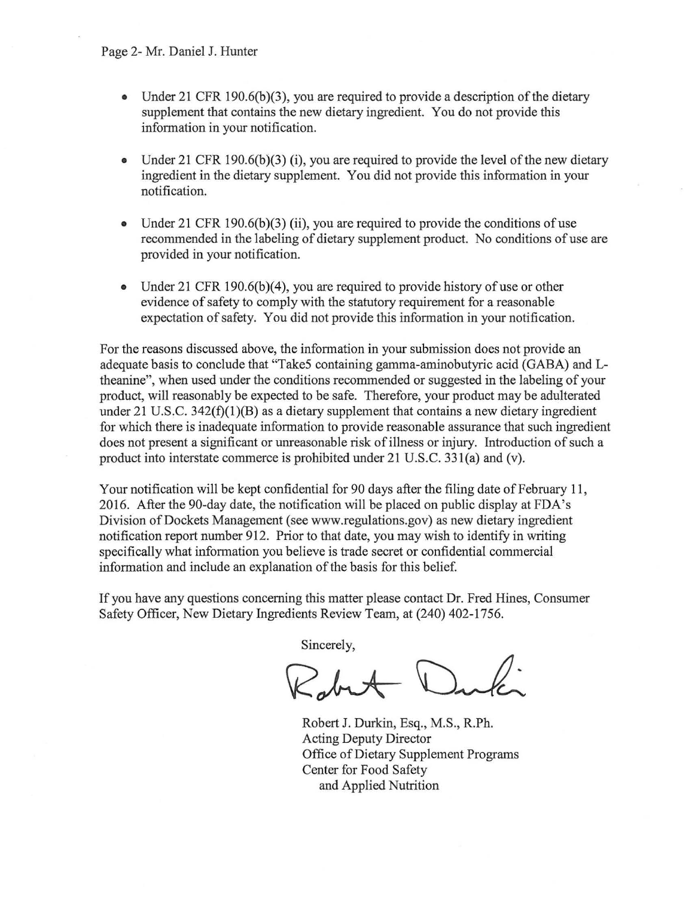- Under 21 CFR 190.6(b)(3), you are required to provide a description of the dietary supplement that contains the new dietary ingredient. You do not provide this information in your notification.

- Under 21 CFR 190.6(b)(3) (i), you are required to provide the level of the new dietary ingredient in the dietary supplement. You did not provide this information in your notification.

- Under 21 CFR 190.6(b)(3) (ii), you are required to provide the conditions of use recommended in the labeling of dietary supplement product. No conditions of use are provided in your notification.

- Under 21 CFR 190.6(b)(4), you are required to provide history of use or other evidence of safety to comply with the statutory requirement for a reasonable expectation of safety. You did not provide this information in your notification.

For the reasons discussed above, the information in your submission does not provide an adequate basis to conclude that "Take5 containing gamma-aminobutyric acid (GABA) and L-theanine", when used under the conditions recommended or suggested in the labeling of your product, will reasonably be expected to be safe. Therefore, your product may be adulterated under 21 U.S.C. 342(f)(1)(B) as a dietary supplement that contains a new dietary ingredient for which there is inadequate information to provide reasonable assurance that such ingredient does not present a significant or unreasonable risk of illness or injury. Introduction of such a product into interstate commerce is prohibited under 21 U.S.C. 331(a) and (v).

Your notification will be kept confidential for 90 days after the filing date of February 11, 2016. After the 90-day date, the notification will be placed on public display at FDA's Division of Dockets Management (see www.regulations.gov) as new dietary ingredient notification report number 912. Prior to that date, you may wish to identify in writing specifically what information you believe is trade secret or confidential commercial information and include an explanation of the basis for this belief.

If you have any questions concerning this matter please contact Dr. Fred Hines, Consumer Safety Officer, New Dietary Ingredients Review Team, at (240) 402-1756.

Sincerely,

Robert J. Durkin, Esq., M.S., R.Ph.  
Acting Deputy Director  
Office of Dietary Supplement Programs  
Center for Food Safety  
and Applied Nutrition